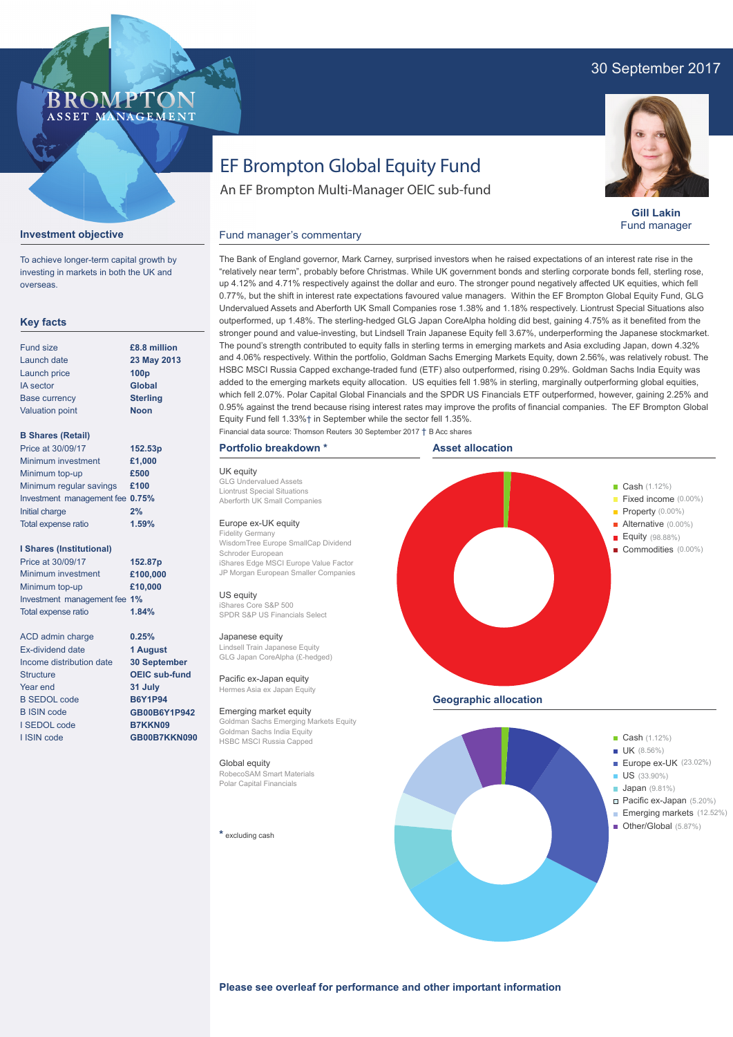30 September 2017

BROMPTON ASSET MANAGEMENT

# EF Brompton Global Equity Fund

An EF Brompton Multi-Manager OEIC sub-fund

**Gill Lakin**
Fund manager

## Investment objective

To achieve longer-term capital growth by investing in markets in both the UK and overseas.

## Key facts

| | |
|---|---|
| Fund size | **£8.8 million** |
| Launch date | **23 May 2013** |
| Launch price | **100p** |
| IA sector | **Global** |
| Base currency | **Sterling** |
| Valuation point | **Noon** |

### B Shares (Retail)

| | |
|---|---|
| Price at 30/09/17 | **152.53p** |
| Minimum investment | **£1,000** |
| Minimum top-up | **£500** |
| Minimum regular savings | **£100** |
| Investment management fee | **0.75%** |
| Initial charge | **2%** |
| Total expense ratio | **1.59%** |

### I Shares (Institutional)

| | |
|---|---|
| Price at 30/09/17 | **152.87p** |
| Minimum investment | **£100,000** |
| Minimum top-up | **£10,000** |
| Investment management fee | **1%** |
| Total expense ratio | **1.84%** |

| | |
|---|---|
| ACD admin charge | **0.25%** |
| Ex-dividend date | **1 August** |
| Income distribution date | **30 September** |
| Structure | **OEIC sub-fund** |
| Year end | **31 July** |
| B SEDOL code | **B6Y1P94** |
| B ISIN code | **GB00B6Y1P942** |
| I SEDOL code | **B7KKN09** |
| I ISIN code | **GB00B7KKN090** |

## Fund manager's commentary

The Bank of England governor, Mark Carney, surprised investors when he raised expectations of an interest rate rise in the "relatively near term", probably before Christmas. While UK government bonds and sterling corporate bonds fell, sterling rose, up 4.12% and 4.71% respectively against the dollar and euro. The stronger pound negatively affected UK equities, which fell 0.77%, but the shift in interest rate expectations favoured value managers. Within the EF Brompton Global Equity Fund, GLG Undervalued Assets and Aberforth UK Small Companies rose 1.38% and 1.18% respectively. Liontrust Special Situations also outperformed, up 1.48%. The sterling-hedged GLG Japan CoreAlpha holding did best, gaining 4.75% as it benefited from the stronger pound and value-investing, but Lindsell Train Japanese Equity fell 3.67%, underperforming the Japanese stockmarket. The pound's strength contributed to equity falls in sterling terms in emerging markets and Asia excluding Japan, down 4.32% and 4.06% respectively. Within the portfolio, Goldman Sachs Emerging Markets Equity, down 2.56%, was relatively robust. The HSBC MSCI Russia Capped exchange-traded fund (ETF) also outperformed, rising 0.29%. Goldman Sachs India Equity was added to the emerging markets equity allocation. US equities fell 1.98% in sterling, marginally outperforming global equities, which fell 2.07%. Polar Capital Global Financials and the SPDR US Financials ETF outperformed, however, gaining 2.25% and 0.95% against the trend because rising interest rates may improve the profits of financial companies. The EF Brompton Global Equity Fund fell 1.33%† in September while the sector fell 1.35%.

Financial data source: Thomson Reuters 30 September 2017 † B Acc shares

## Portfolio breakdown *

**UK equity**
GLG Undervalued Assets
Liontrust Special Situations
Aberforth UK Small Companies

**Europe ex-UK equity**
Fidelity Germany
WisdomTree Europe SmallCap Dividend
Schroder European
iShares Edge MSCI Europe Value Factor
JP Morgan European Smaller Companies

**US equity**
iShares Core S&P 500
SPDR S&P US Financials Select

**Japanese equity**
Lindsell Train Japanese Equity
GLG Japan CoreAlpha (£-hedged)

**Pacific ex-Japan equity**
Hermes Asia ex Japan Equity

**Emerging market equity**
Goldman Sachs Emerging Markets Equity
Goldman Sachs India Equity
HSBC MSCI Russia Capped

**Global equity**
RobecoSAM Smart Materials
Polar Capital Financials

* excluding cash

## Asset allocation

- Cash (1.12%)
- Fixed income (0.00%)
- Property (0.00%)
- Alternative (0.00%)
- Equity (98.88%)
- Commodities (0.00%)

## Geographic allocation

- Cash (1.12%)
- UK (8.56%)
- Europe ex-UK (23.02%)
- US (33.90%)
- Japan (9.81%)
- Pacific ex-Japan (5.20%)
- Emerging markets (12.52%)
- Other/Global (5.87%)

**Please see overleaf for performance and other important information**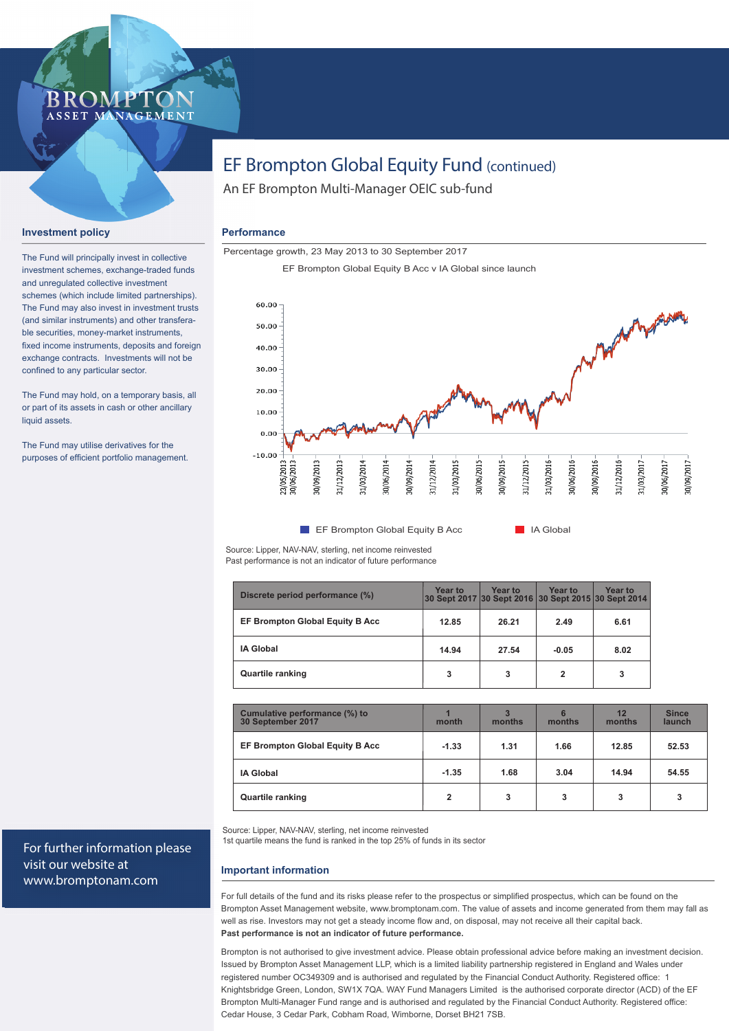# EF Brompton Global Equity Fund (continued)

An EF Brompton Multi-Manager OEIC sub-fund

## Investment policy

The Fund will principally invest in collective investment schemes, exchange-traded funds and unregulated collective investment schemes (which include limited partnerships). The Fund may also invest in investment trusts (and similar instruments) and other transferable securities, money-market instruments, fixed income instruments, deposits and foreign exchange contracts. Investments will not be confined to any particular sector.

The Fund may hold, on a temporary basis, all or part of its assets in cash or other ancillary liquid assets.

The Fund may utilise derivatives for the purposes of efficient portfolio management.

## Performance

Percentage growth, 23 May 2013 to 30 September 2017

EF Brompton Global Equity B Acc v IA Global since launch

60.00
50.00
40.00
30.00
20.00
10.00
0.00
-10.00

23/05/2013
30/06/2013
30/09/2013
31/12/2013
31/03/2014
30/06/2014
30/09/2014
31/12/2014
31/03/2015
30/06/2015
30/09/2015
31/12/2015
31/03/2016
30/06/2016
30/09/2016
31/12/2016
31/03/2017
30/06/2017
30/09/2017

EF Brompton Global Equity B Acc
IA Global

Source: Lipper, NAV-NAV, sterling, net income reinvested
Past performance is not an indicator of future performance

| Discrete period performance (%) | Year to 30 Sept 2017 | Year to 30 Sept 2016 | Year to 30 Sept 2015 | Year to 30 Sept 2014 |
|---|---|---|---|---|
| EF Brompton Global Equity B Acc | 12.85 | 26.21 | 2.49 | 6.61 |
| IA Global | 14.94 | 27.54 | -0.05 | 8.02 |
| Quartile ranking | 3 | 3 | 2 | 3 |

| Cumulative performance (%) to 30 September 2017 | 1 month | 3 months | 6 months | 12 months | Since launch |
|---|---|---|---|---|---|
| EF Brompton Global Equity B Acc | -1.33 | 1.31 | 1.66 | 12.85 | 52.53 |
| IA Global | -1.35 | 1.68 | 3.04 | 14.94 | 54.55 |
| Quartile ranking | 2 | 3 | 3 | 3 | 3 |

Source: Lipper, NAV-NAV, sterling, net income reinvested
1st quartile means the fund is ranked in the top 25% of funds in its sector

## Important information

For full details of the fund and its risks please refer to the prospectus or simplified prospectus, which can be found on the Brompton Asset Management website, www.bromptonam.com. The value of assets and income generated from them may fall as well as rise. Investors may not get a steady income flow and, on disposal, may not receive all their capital back.
**Past performance is not an indicator of future performance.**

Brompton is not authorised to give investment advice. Please obtain professional advice before making an investment decision. Issued by Brompton Asset Management LLP, which is a limited liability partnership registered in England and Wales under registered number OC349309 and is authorised and regulated by the Financial Conduct Authority. Registered office: 1 Knightsbridge Green, London, SW1X 7QA. WAY Fund Managers Limited is the authorised corporate director (ACD) of the EF Brompton Multi-Manager Fund range and is authorised and regulated by the Financial Conduct Authority. Registered office: Cedar House, 3 Cedar Park, Cobham Road, Wimborne, Dorset BH21 7SB.

For further information please visit our website at www.bromptonam.com